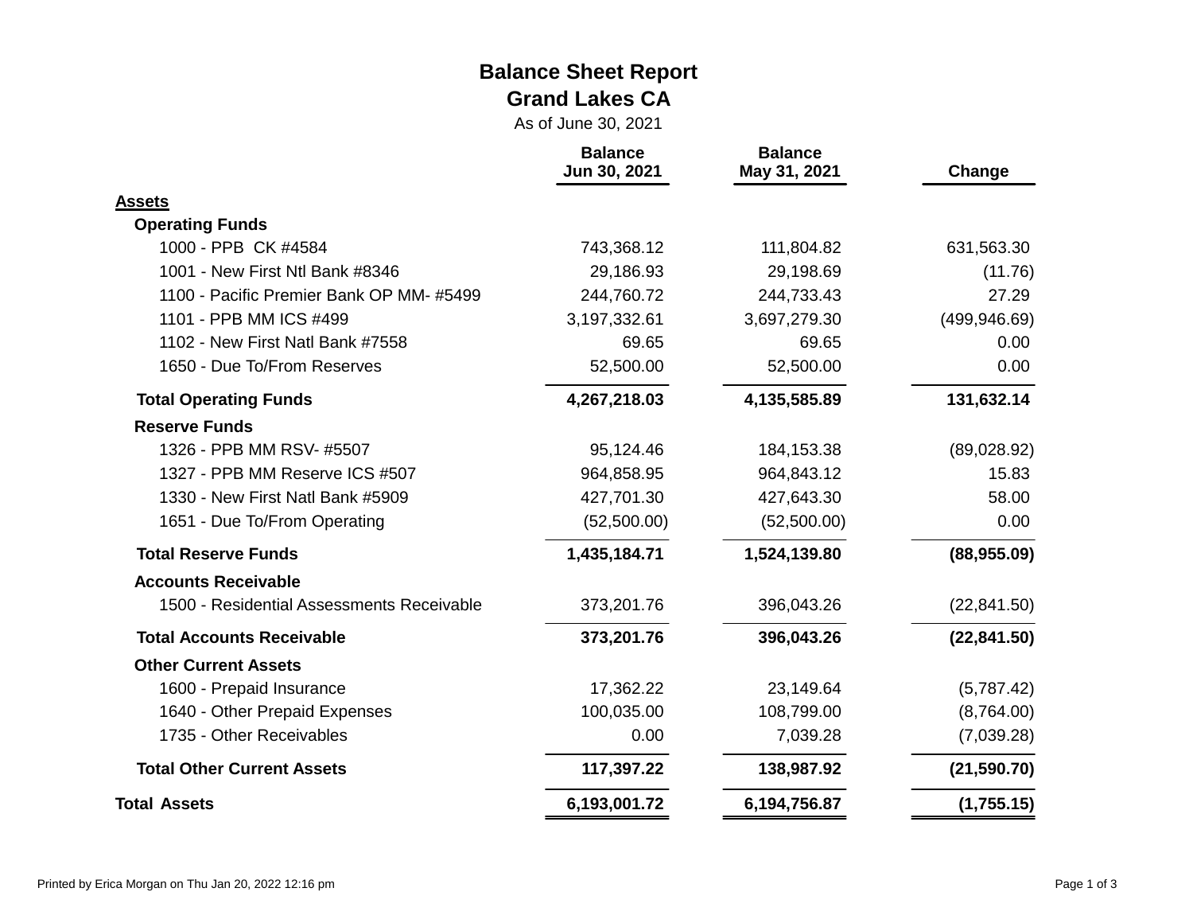# Balance Sheet Report

## Grand Lakes CA

As of June 30, 2021

| | Balance Jun 30, 2021 | Balance May 31, 2021 | Change |
|---|---|---|---|
| **Assets** | | | |
| **Operating Funds** | | | |
| 1000 - PPB CK #4584 | 743,368.12 | 111,804.82 | 631,563.30 |
| 1001 - New First Ntl Bank #8346 | 29,186.93 | 29,198.69 | (11.76) |
| 1100 - Pacific Premier Bank OP MM- #5499 | 244,760.72 | 244,733.43 | 27.29 |
| 1101 - PPB MM ICS #499 | 3,197,332.61 | 3,697,279.30 | (499,946.69) |
| 1102 - New First Natl Bank #7558 | 69.65 | 69.65 | 0.00 |
| 1650 - Due To/From Reserves | 52,500.00 | 52,500.00 | 0.00 |
| **Total Operating Funds** | **4,267,218.03** | **4,135,585.89** | **131,632.14** |
| **Reserve Funds** | | | |
| 1326 - PPB MM RSV- #5507 | 95,124.46 | 184,153.38 | (89,028.92) |
| 1327 - PPB MM Reserve ICS #507 | 964,858.95 | 964,843.12 | 15.83 |
| 1330 - New First Natl Bank #5909 | 427,701.30 | 427,643.30 | 58.00 |
| 1651 - Due To/From Operating | (52,500.00) | (52,500.00) | 0.00 |
| **Total Reserve Funds** | **1,435,184.71** | **1,524,139.80** | **(88,955.09)** |
| **Accounts Receivable** | | | |
| 1500 - Residential Assessments Receivable | 373,201.76 | 396,043.26 | (22,841.50) |
| **Total Accounts Receivable** | **373,201.76** | **396,043.26** | **(22,841.50)** |
| **Other Current Assets** | | | |
| 1600 - Prepaid Insurance | 17,362.22 | 23,149.64 | (5,787.42) |
| 1640 - Other Prepaid Expenses | 100,035.00 | 108,799.00 | (8,764.00) |
| 1735 - Other Receivables | 0.00 | 7,039.28 | (7,039.28) |
| **Total Other Current Assets** | **117,397.22** | **138,987.92** | **(21,590.70)** |
| **Total Assets** | **6,193,001.72** | **6,194,756.87** | **(1,755.15)** |

Printed by Erica Morgan on Thu Jan 20, 2022 12:16 pm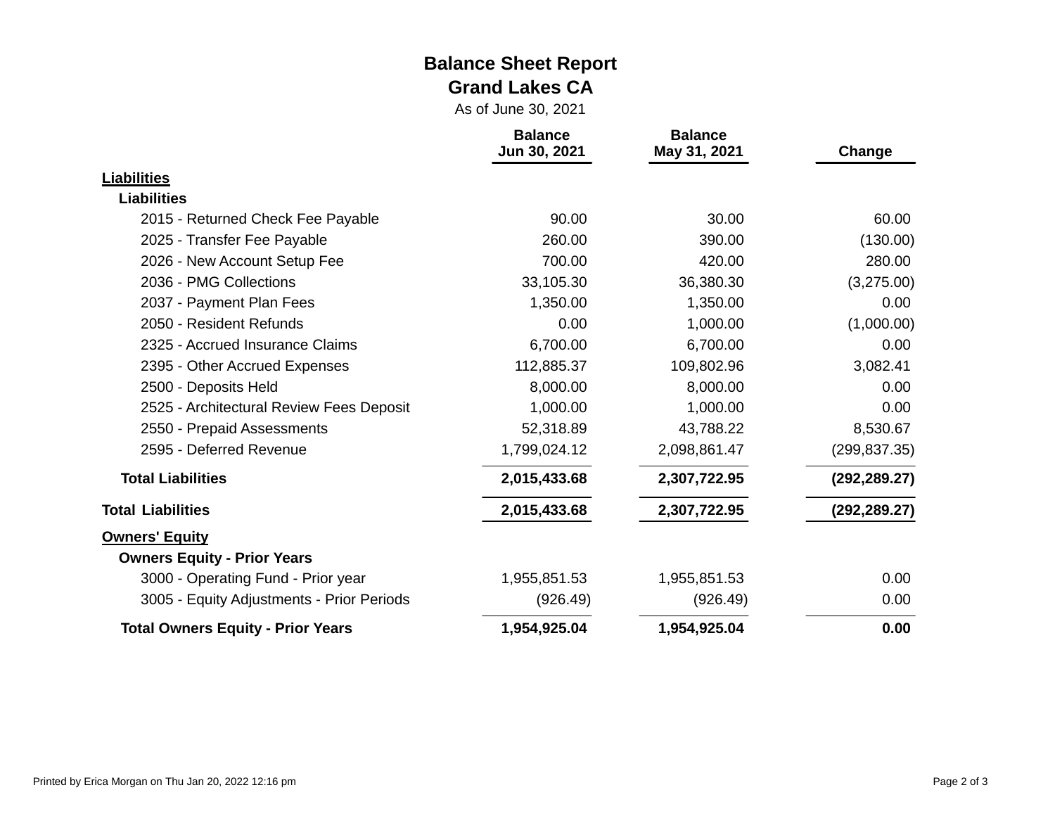# Balance Sheet Report

## Grand Lakes CA

As of June 30, 2021

| | Balance Jun 30, 2021 | Balance May 31, 2021 | Change |
|---|---|---|---|
| **Liabilities** | | | |
| **Liabilities** | | | |
| 2015 - Returned Check Fee Payable | 90.00 | 30.00 | 60.00 |
| 2025 - Transfer Fee Payable | 260.00 | 390.00 | (130.00) |
| 2026 - New Account Setup Fee | 700.00 | 420.00 | 280.00 |
| 2036 - PMG Collections | 33,105.30 | 36,380.30 | (3,275.00) |
| 2037 - Payment Plan Fees | 1,350.00 | 1,350.00 | 0.00 |
| 2050 - Resident Refunds | 0.00 | 1,000.00 | (1,000.00) |
| 2325 - Accrued Insurance Claims | 6,700.00 | 6,700.00 | 0.00 |
| 2395 - Other Accrued Expenses | 112,885.37 | 109,802.96 | 3,082.41 |
| 2500 - Deposits Held | 8,000.00 | 8,000.00 | 0.00 |
| 2525 - Architectural Review Fees Deposit | 1,000.00 | 1,000.00 | 0.00 |
| 2550 - Prepaid Assessments | 52,318.89 | 43,788.22 | 8,530.67 |
| 2595 - Deferred Revenue | 1,799,024.12 | 2,098,861.47 | (299,837.35) |
| **Total Liabilities** | **2,015,433.68** | **2,307,722.95** | **(292,289.27)** |
| **Total Liabilities** | **2,015,433.68** | **2,307,722.95** | **(292,289.27)** |
| **Owners' Equity** | | | |
| **Owners Equity - Prior Years** | | | |
| 3000 - Operating Fund - Prior year | 1,955,851.53 | 1,955,851.53 | 0.00 |
| 3005 - Equity Adjustments - Prior Periods | (926.49) | (926.49) | 0.00 |
| **Total Owners Equity - Prior Years** | **1,954,925.04** | **1,954,925.04** | **0.00** |

Printed by Erica Morgan on Thu Jan 20, 2022 12:16 pm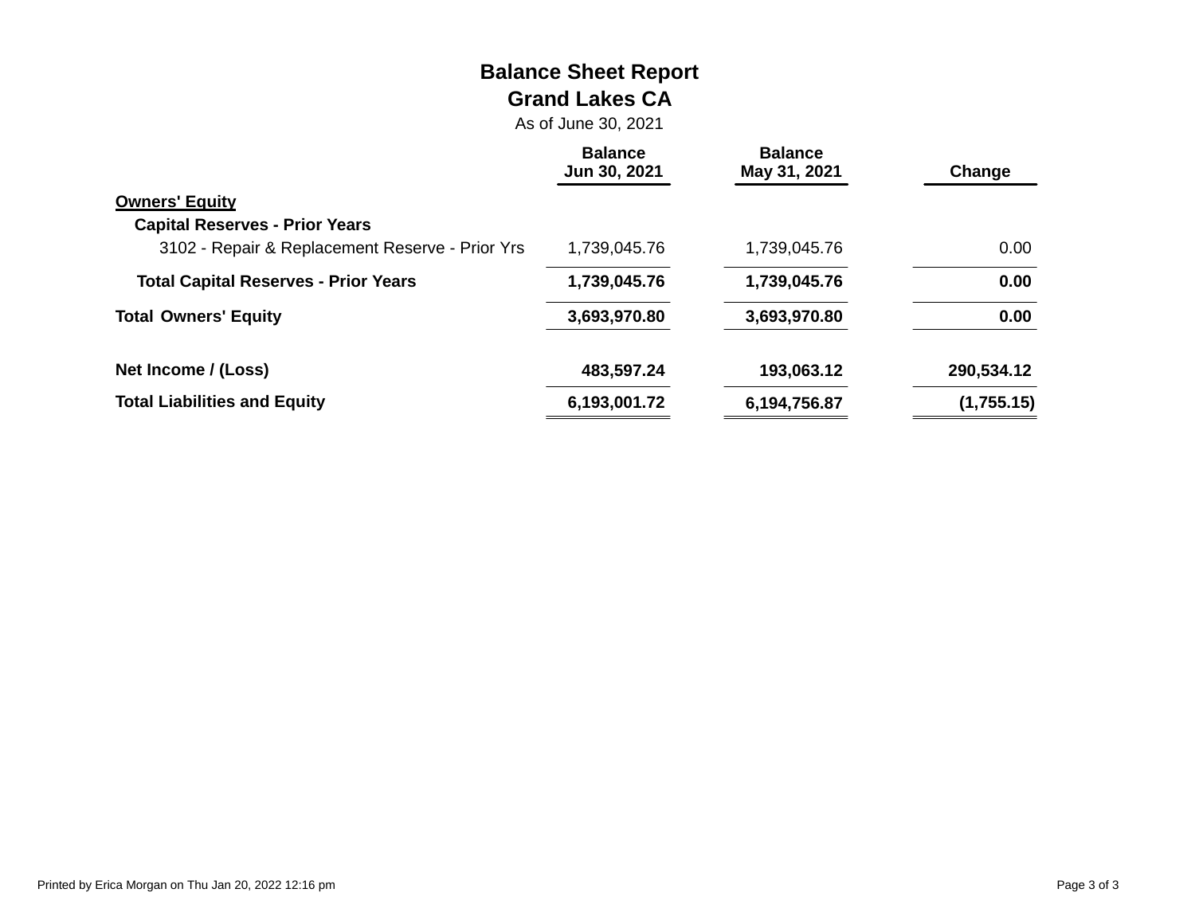# Balance Sheet Report

## Grand Lakes CA

As of June 30, 2021

| | Balance Jun 30, 2021 | Balance May 31, 2021 | Change |
|---|---|---|---|
| **Owners' Equity** | | | |
| **Capital Reserves - Prior Years** | | | |
| 3102 - Repair & Replacement Reserve - Prior Yrs | 1,739,045.76 | 1,739,045.76 | 0.00 |
| **Total Capital Reserves - Prior Years** | **1,739,045.76** | **1,739,045.76** | **0.00** |
| **Total Owners' Equity** | **3,693,970.80** | **3,693,970.80** | **0.00** |
| **Net Income / (Loss)** | **483,597.24** | **193,063.12** | **290,534.12** |
| **Total Liabilities and Equity** | **6,193,001.72** | **6,194,756.87** | **(1,755.15)** |

Printed by Erica Morgan on Thu Jan 20, 2022 12:16 pm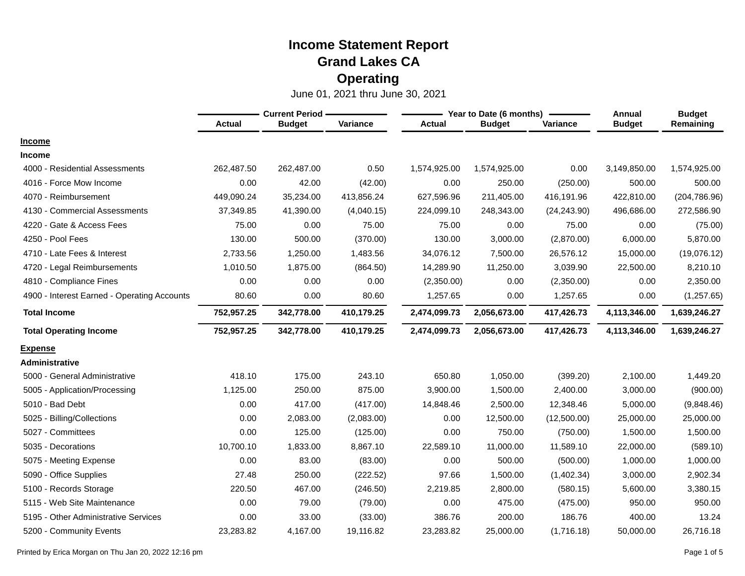# Income Statement Report
## Grand Lakes CA
## Operating

June 01, 2021 thru June 30, 2021

| | Current Period | | | Year to Date (6 months) | | | Annual | Budget |
|---|---|---|---|---|---|---|---|---|
| | Actual | Budget | Variance | Actual | Budget | Variance | Budget | Remaining |
| **Income** | | | | | | | | |
| **Income** | | | | | | | | |
| 4000 - Residential Assessments | 262,487.50 | 262,487.00 | 0.50 | 1,574,925.00 | 1,574,925.00 | 0.00 | 3,149,850.00 | 1,574,925.00 |
| 4016 - Force Mow Income | 0.00 | 42.00 | (42.00) | 0.00 | 250.00 | (250.00) | 500.00 | 500.00 |
| 4070 - Reimbursement | 449,090.24 | 35,234.00 | 413,856.24 | 627,596.96 | 211,405.00 | 416,191.96 | 422,810.00 | (204,786.96) |
| 4130 - Commercial Assessments | 37,349.85 | 41,390.00 | (4,040.15) | 224,099.10 | 248,343.00 | (24,243.90) | 496,686.00 | 272,586.90 |
| 4220 - Gate & Access Fees | 75.00 | 0.00 | 75.00 | 75.00 | 0.00 | 75.00 | 0.00 | (75.00) |
| 4250 - Pool Fees | 130.00 | 500.00 | (370.00) | 130.00 | 3,000.00 | (2,870.00) | 6,000.00 | 5,870.00 |
| 4710 - Late Fees & Interest | 2,733.56 | 1,250.00 | 1,483.56 | 34,076.12 | 7,500.00 | 26,576.12 | 15,000.00 | (19,076.12) |
| 4720 - Legal Reimbursements | 1,010.50 | 1,875.00 | (864.50) | 14,289.90 | 11,250.00 | 3,039.90 | 22,500.00 | 8,210.10 |
| 4810 - Compliance Fines | 0.00 | 0.00 | 0.00 | (2,350.00) | 0.00 | (2,350.00) | 0.00 | 2,350.00 |
| 4900 - Interest Earned - Operating Accounts | 80.60 | 0.00 | 80.60 | 1,257.65 | 0.00 | 1,257.65 | 0.00 | (1,257.65) |
| **Total Income** | **752,957.25** | **342,778.00** | **410,179.25** | **2,474,099.73** | **2,056,673.00** | **417,426.73** | **4,113,346.00** | **1,639,246.27** |
| **Total Operating Income** | **752,957.25** | **342,778.00** | **410,179.25** | **2,474,099.73** | **2,056,673.00** | **417,426.73** | **4,113,346.00** | **1,639,246.27** |
| **Expense** | | | | | | | | |
| **Administrative** | | | | | | | | |
| 5000 - General Administrative | 418.10 | 175.00 | 243.10 | 650.80 | 1,050.00 | (399.20) | 2,100.00 | 1,449.20 |
| 5005 - Application/Processing | 1,125.00 | 250.00 | 875.00 | 3,900.00 | 1,500.00 | 2,400.00 | 3,000.00 | (900.00) |
| 5010 - Bad Debt | 0.00 | 417.00 | (417.00) | 14,848.46 | 2,500.00 | 12,348.46 | 5,000.00 | (9,848.46) |
| 5025 - Billing/Collections | 0.00 | 2,083.00 | (2,083.00) | 0.00 | 12,500.00 | (12,500.00) | 25,000.00 | 25,000.00 |
| 5027 - Committees | 0.00 | 125.00 | (125.00) | 0.00 | 750.00 | (750.00) | 1,500.00 | 1,500.00 |
| 5035 - Decorations | 10,700.10 | 1,833.00 | 8,867.10 | 22,589.10 | 11,000.00 | 11,589.10 | 22,000.00 | (589.10) |
| 5075 - Meeting Expense | 0.00 | 83.00 | (83.00) | 0.00 | 500.00 | (500.00) | 1,000.00 | 1,000.00 |
| 5090 - Office Supplies | 27.48 | 250.00 | (222.52) | 97.66 | 1,500.00 | (1,402.34) | 3,000.00 | 2,902.34 |
| 5100 - Records Storage | 220.50 | 467.00 | (246.50) | 2,219.85 | 2,800.00 | (580.15) | 5,600.00 | 3,380.15 |
| 5115 - Web Site Maintenance | 0.00 | 79.00 | (79.00) | 0.00 | 475.00 | (475.00) | 950.00 | 950.00 |
| 5195 - Other Administrative Services | 0.00 | 33.00 | (33.00) | 386.76 | 200.00 | 186.76 | 400.00 | 13.24 |
| 5200 - Community Events | 23,283.82 | 4,167.00 | 19,116.82 | 23,283.82 | 25,000.00 | (1,716.18) | 50,000.00 | 26,716.18 |

Printed by Erica Morgan on Thu Jan 20, 2022 12:16 pm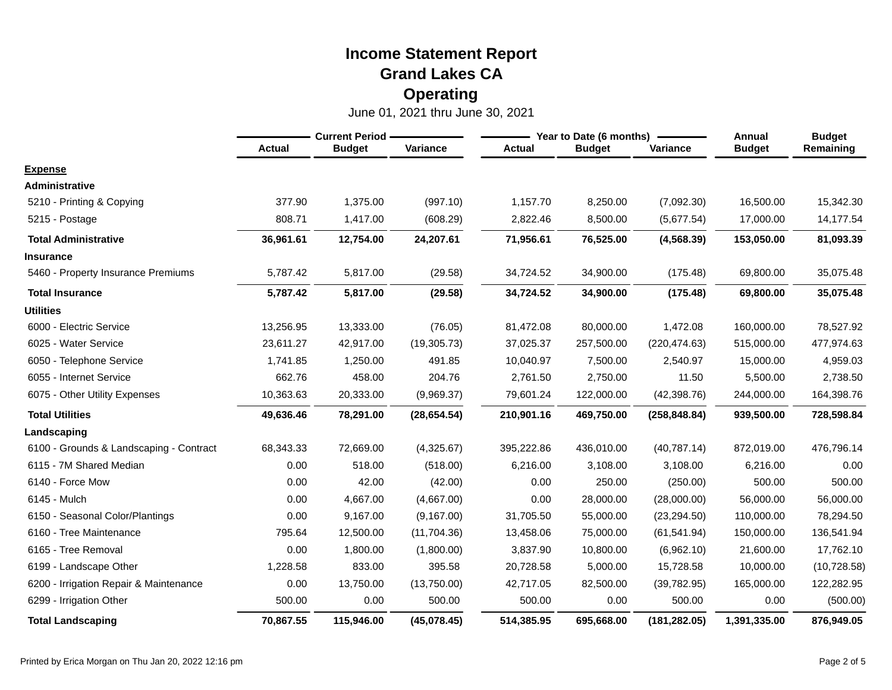# Income Statement Report
## Grand Lakes CA
## Operating

June 01, 2021 thru June 30, 2021

| | Current Period | | | Year to Date (6 months) | | | Annual | Budget |
|---|---|---|---|---|---|---|---|---|
| | Actual | Budget | Variance | Actual | Budget | Variance | Budget | Remaining |
| **Expense** | | | | | | | | |
| **Administrative** | | | | | | | | |
| 5210 - Printing & Copying | 377.90 | 1,375.00 | (997.10) | 1,157.70 | 8,250.00 | (7,092.30) | 16,500.00 | 15,342.30 |
| 5215 - Postage | 808.71 | 1,417.00 | (608.29) | 2,822.46 | 8,500.00 | (5,677.54) | 17,000.00 | 14,177.54 |
| **Total Administrative** | **36,961.61** | **12,754.00** | **24,207.61** | **71,956.61** | **76,525.00** | **(4,568.39)** | **153,050.00** | **81,093.39** |
| **Insurance** | | | | | | | | |
| 5460 - Property Insurance Premiums | 5,787.42 | 5,817.00 | (29.58) | 34,724.52 | 34,900.00 | (175.48) | 69,800.00 | 35,075.48 |
| **Total Insurance** | **5,787.42** | **5,817.00** | **(29.58)** | **34,724.52** | **34,900.00** | **(175.48)** | **69,800.00** | **35,075.48** |
| **Utilities** | | | | | | | | |
| 6000 - Electric Service | 13,256.95 | 13,333.00 | (76.05) | 81,472.08 | 80,000.00 | 1,472.08 | 160,000.00 | 78,527.92 |
| 6025 - Water Service | 23,611.27 | 42,917.00 | (19,305.73) | 37,025.37 | 257,500.00 | (220,474.63) | 515,000.00 | 477,974.63 |
| 6050 - Telephone Service | 1,741.85 | 1,250.00 | 491.85 | 10,040.97 | 7,500.00 | 2,540.97 | 15,000.00 | 4,959.03 |
| 6055 - Internet Service | 662.76 | 458.00 | 204.76 | 2,761.50 | 2,750.00 | 11.50 | 5,500.00 | 2,738.50 |
| 6075 - Other Utility Expenses | 10,363.63 | 20,333.00 | (9,969.37) | 79,601.24 | 122,000.00 | (42,398.76) | 244,000.00 | 164,398.76 |
| **Total Utilities** | **49,636.46** | **78,291.00** | **(28,654.54)** | **210,901.16** | **469,750.00** | **(258,848.84)** | **939,500.00** | **728,598.84** |
| **Landscaping** | | | | | | | | |
| 6100 - Grounds & Landscaping - Contract | 68,343.33 | 72,669.00 | (4,325.67) | 395,222.86 | 436,010.00 | (40,787.14) | 872,019.00 | 476,796.14 |
| 6115 - 7M Shared Median | 0.00 | 518.00 | (518.00) | 6,216.00 | 3,108.00 | 3,108.00 | 6,216.00 | 0.00 |
| 6140 - Force Mow | 0.00 | 42.00 | (42.00) | 0.00 | 250.00 | (250.00) | 500.00 | 500.00 |
| 6145 - Mulch | 0.00 | 4,667.00 | (4,667.00) | 0.00 | 28,000.00 | (28,000.00) | 56,000.00 | 56,000.00 |
| 6150 - Seasonal Color/Plantings | 0.00 | 9,167.00 | (9,167.00) | 31,705.50 | 55,000.00 | (23,294.50) | 110,000.00 | 78,294.50 |
| 6160 - Tree Maintenance | 795.64 | 12,500.00 | (11,704.36) | 13,458.06 | 75,000.00 | (61,541.94) | 150,000.00 | 136,541.94 |
| 6165 - Tree Removal | 0.00 | 1,800.00 | (1,800.00) | 3,837.90 | 10,800.00 | (6,962.10) | 21,600.00 | 17,762.10 |
| 6199 - Landscape Other | 1,228.58 | 833.00 | 395.58 | 20,728.58 | 5,000.00 | 15,728.58 | 10,000.00 | (10,728.58) |
| 6200 - Irrigation Repair & Maintenance | 0.00 | 13,750.00 | (13,750.00) | 42,717.05 | 82,500.00 | (39,782.95) | 165,000.00 | 122,282.95 |
| 6299 - Irrigation Other | 500.00 | 0.00 | 500.00 | 500.00 | 0.00 | 500.00 | 0.00 | (500.00) |
| **Total Landscaping** | **70,867.55** | **115,946.00** | **(45,078.45)** | **514,385.95** | **695,668.00** | **(181,282.05)** | **1,391,335.00** | **876,949.05** |

Printed by Erica Morgan on Thu Jan 20, 2022 12:16 pm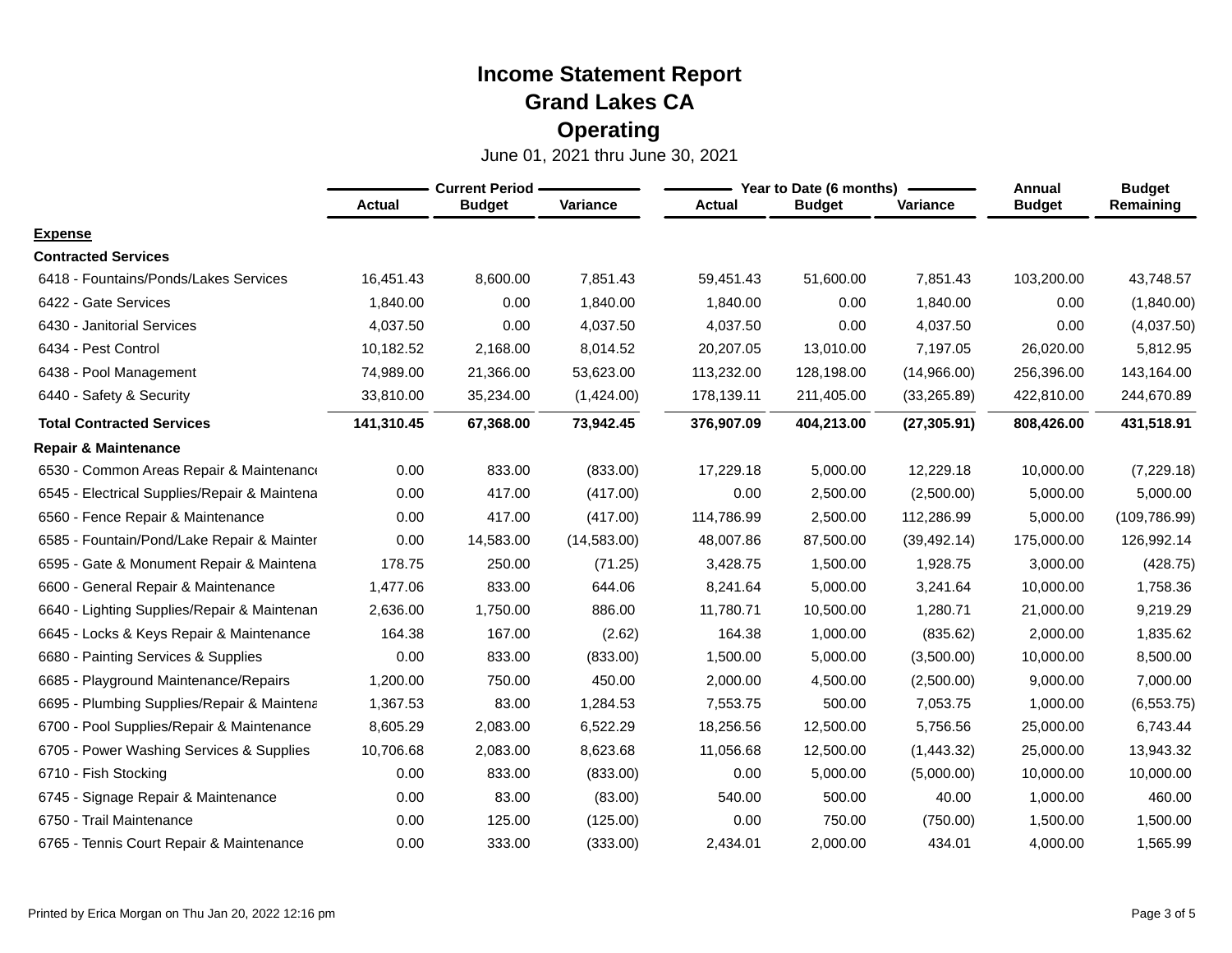# Income Statement Report

## Grand Lakes CA

## Operating

June 01, 2021 thru June 30, 2021

| | Current Period | | | Year to Date (6 months) | | | Annual | Budget |
|---|---|---|---|---|---|---|---|---|
| | Actual | Budget | Variance | Actual | Budget | Variance | Budget | Remaining |
| **Expense** | | | | | | | | |
| **Contracted Services** | | | | | | | | |
| 6418 - Fountains/Ponds/Lakes Services | 16,451.43 | 8,600.00 | 7,851.43 | 59,451.43 | 51,600.00 | 7,851.43 | 103,200.00 | 43,748.57 |
| 6422 - Gate Services | 1,840.00 | 0.00 | 1,840.00 | 1,840.00 | 0.00 | 1,840.00 | 0.00 | (1,840.00) |
| 6430 - Janitorial Services | 4,037.50 | 0.00 | 4,037.50 | 4,037.50 | 0.00 | 4,037.50 | 0.00 | (4,037.50) |
| 6434 - Pest Control | 10,182.52 | 2,168.00 | 8,014.52 | 20,207.05 | 13,010.00 | 7,197.05 | 26,020.00 | 5,812.95 |
| 6438 - Pool Management | 74,989.00 | 21,366.00 | 53,623.00 | 113,232.00 | 128,198.00 | (14,966.00) | 256,396.00 | 143,164.00 |
| 6440 - Safety & Security | 33,810.00 | 35,234.00 | (1,424.00) | 178,139.11 | 211,405.00 | (33,265.89) | 422,810.00 | 244,670.89 |
| **Total Contracted Services** | **141,310.45** | **67,368.00** | **73,942.45** | **376,907.09** | **404,213.00** | **(27,305.91)** | **808,426.00** | **431,518.91** |
| **Repair & Maintenance** | | | | | | | | |
| 6530 - Common Areas Repair & Maintenance | 0.00 | 833.00 | (833.00) | 17,229.18 | 5,000.00 | 12,229.18 | 10,000.00 | (7,229.18) |
| 6545 - Electrical Supplies/Repair & Maintena | 0.00 | 417.00 | (417.00) | 0.00 | 2,500.00 | (2,500.00) | 5,000.00 | 5,000.00 |
| 6560 - Fence Repair & Maintenance | 0.00 | 417.00 | (417.00) | 114,786.99 | 2,500.00 | 112,286.99 | 5,000.00 | (109,786.99) |
| 6585 - Fountain/Pond/Lake Repair & Mainter | 0.00 | 14,583.00 | (14,583.00) | 48,007.86 | 87,500.00 | (39,492.14) | 175,000.00 | 126,992.14 |
| 6595 - Gate & Monument Repair & Maintena | 178.75 | 250.00 | (71.25) | 3,428.75 | 1,500.00 | 1,928.75 | 3,000.00 | (428.75) |
| 6600 - General Repair & Maintenance | 1,477.06 | 833.00 | 644.06 | 8,241.64 | 5,000.00 | 3,241.64 | 10,000.00 | 1,758.36 |
| 6640 - Lighting Supplies/Repair & Maintenan | 2,636.00 | 1,750.00 | 886.00 | 11,780.71 | 10,500.00 | 1,280.71 | 21,000.00 | 9,219.29 |
| 6645 - Locks & Keys Repair & Maintenance | 164.38 | 167.00 | (2.62) | 164.38 | 1,000.00 | (835.62) | 2,000.00 | 1,835.62 |
| 6680 - Painting Services & Supplies | 0.00 | 833.00 | (833.00) | 1,500.00 | 5,000.00 | (3,500.00) | 10,000.00 | 8,500.00 |
| 6685 - Playground Maintenance/Repairs | 1,200.00 | 750.00 | 450.00 | 2,000.00 | 4,500.00 | (2,500.00) | 9,000.00 | 7,000.00 |
| 6695 - Plumbing Supplies/Repair & Maintena | 1,367.53 | 83.00 | 1,284.53 | 7,553.75 | 500.00 | 7,053.75 | 1,000.00 | (6,553.75) |
| 6700 - Pool Supplies/Repair & Maintenance | 8,605.29 | 2,083.00 | 6,522.29 | 18,256.56 | 12,500.00 | 5,756.56 | 25,000.00 | 6,743.44 |
| 6705 - Power Washing Services & Supplies | 10,706.68 | 2,083.00 | 8,623.68 | 11,056.68 | 12,500.00 | (1,443.32) | 25,000.00 | 13,943.32 |
| 6710 - Fish Stocking | 0.00 | 833.00 | (833.00) | 0.00 | 5,000.00 | (5,000.00) | 10,000.00 | 10,000.00 |
| 6745 - Signage Repair & Maintenance | 0.00 | 83.00 | (83.00) | 540.00 | 500.00 | 40.00 | 1,000.00 | 460.00 |
| 6750 - Trail Maintenance | 0.00 | 125.00 | (125.00) | 0.00 | 750.00 | (750.00) | 1,500.00 | 1,500.00 |
| 6765 - Tennis Court Repair & Maintenance | 0.00 | 333.00 | (333.00) | 2,434.01 | 2,000.00 | 434.01 | 4,000.00 | 1,565.99 |

Printed by Erica Morgan on Thu Jan 20, 2022 12:16 pm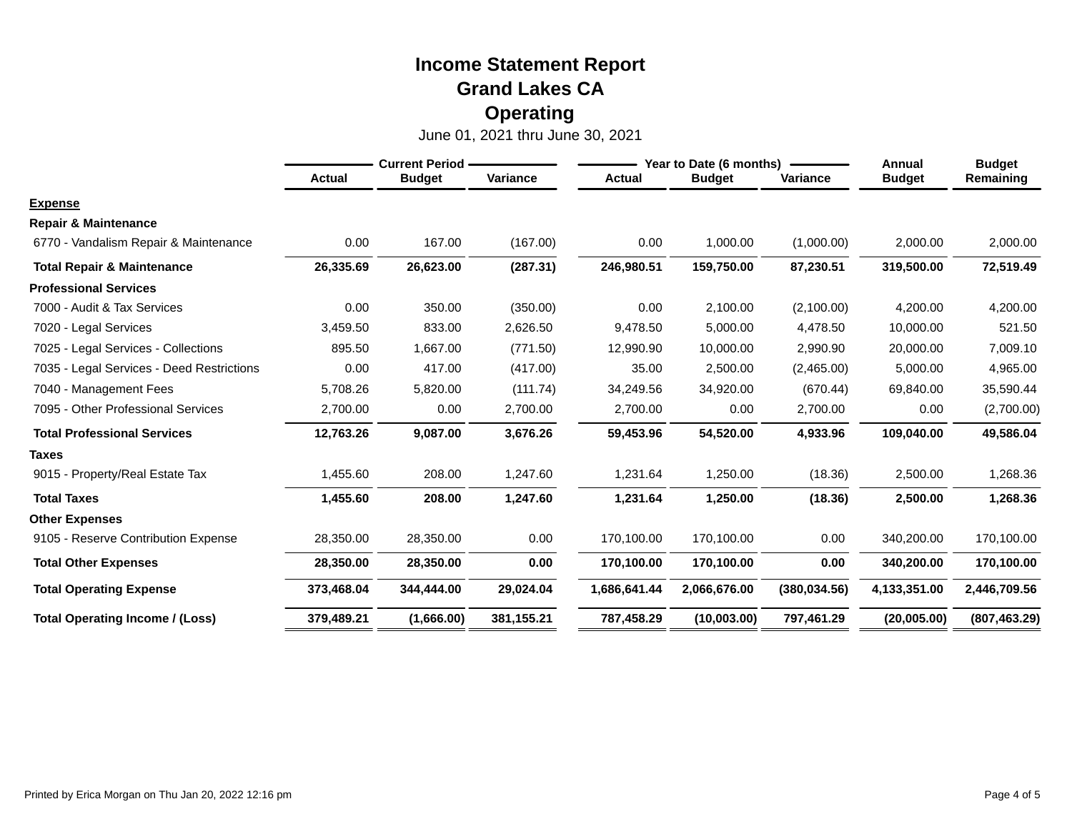# Income Statement Report

## Grand Lakes CA

## Operating

June 01, 2021 thru June 30, 2021

| | Current Period | | | Year to Date (6 months) | | | Annual | Budget |
|---|---|---|---|---|---|---|---|---|
| | Actual | Budget | Variance | Actual | Budget | Variance | Budget | Remaining |
| **Expense** | | | | | | | | |
| **Repair & Maintenance** | | | | | | | | |
| 6770 - Vandalism Repair & Maintenance | 0.00 | 167.00 | (167.00) | 0.00 | 1,000.00 | (1,000.00) | 2,000.00 | 2,000.00 |
| **Total Repair & Maintenance** | **26,335.69** | **26,623.00** | **(287.31)** | **246,980.51** | **159,750.00** | **87,230.51** | **319,500.00** | **72,519.49** |
| **Professional Services** | | | | | | | | |
| 7000 - Audit & Tax Services | 0.00 | 350.00 | (350.00) | 0.00 | 2,100.00 | (2,100.00) | 4,200.00 | 4,200.00 |
| 7020 - Legal Services | 3,459.50 | 833.00 | 2,626.50 | 9,478.50 | 5,000.00 | 4,478.50 | 10,000.00 | 521.50 |
| 7025 - Legal Services - Collections | 895.50 | 1,667.00 | (771.50) | 12,990.90 | 10,000.00 | 2,990.90 | 20,000.00 | 7,009.10 |
| 7035 - Legal Services - Deed Restrictions | 0.00 | 417.00 | (417.00) | 35.00 | 2,500.00 | (2,465.00) | 5,000.00 | 4,965.00 |
| 7040 - Management Fees | 5,708.26 | 5,820.00 | (111.74) | 34,249.56 | 34,920.00 | (670.44) | 69,840.00 | 35,590.44 |
| 7095 - Other Professional Services | 2,700.00 | 0.00 | 2,700.00 | 2,700.00 | 0.00 | 2,700.00 | 0.00 | (2,700.00) |
| **Total Professional Services** | **12,763.26** | **9,087.00** | **3,676.26** | **59,453.96** | **54,520.00** | **4,933.96** | **109,040.00** | **49,586.04** |
| **Taxes** | | | | | | | | |
| 9015 - Property/Real Estate Tax | 1,455.60 | 208.00 | 1,247.60 | 1,231.64 | 1,250.00 | (18.36) | 2,500.00 | 1,268.36 |
| **Total Taxes** | **1,455.60** | **208.00** | **1,247.60** | **1,231.64** | **1,250.00** | **(18.36)** | **2,500.00** | **1,268.36** |
| **Other Expenses** | | | | | | | | |
| 9105 - Reserve Contribution Expense | 28,350.00 | 28,350.00 | 0.00 | 170,100.00 | 170,100.00 | 0.00 | 340,200.00 | 170,100.00 |
| **Total Other Expenses** | **28,350.00** | **28,350.00** | **0.00** | **170,100.00** | **170,100.00** | **0.00** | **340,200.00** | **170,100.00** |
| **Total Operating Expense** | **373,468.04** | **344,444.00** | **29,024.04** | **1,686,641.44** | **2,066,676.00** | **(380,034.56)** | **4,133,351.00** | **2,446,709.56** |
| **Total Operating Income / (Loss)** | **379,489.21** | **(1,666.00)** | **381,155.21** | **787,458.29** | **(10,003.00)** | **797,461.29** | **(20,005.00)** | **(807,463.29)** |

Printed by Erica Morgan on Thu Jan 20, 2022 12:16 pm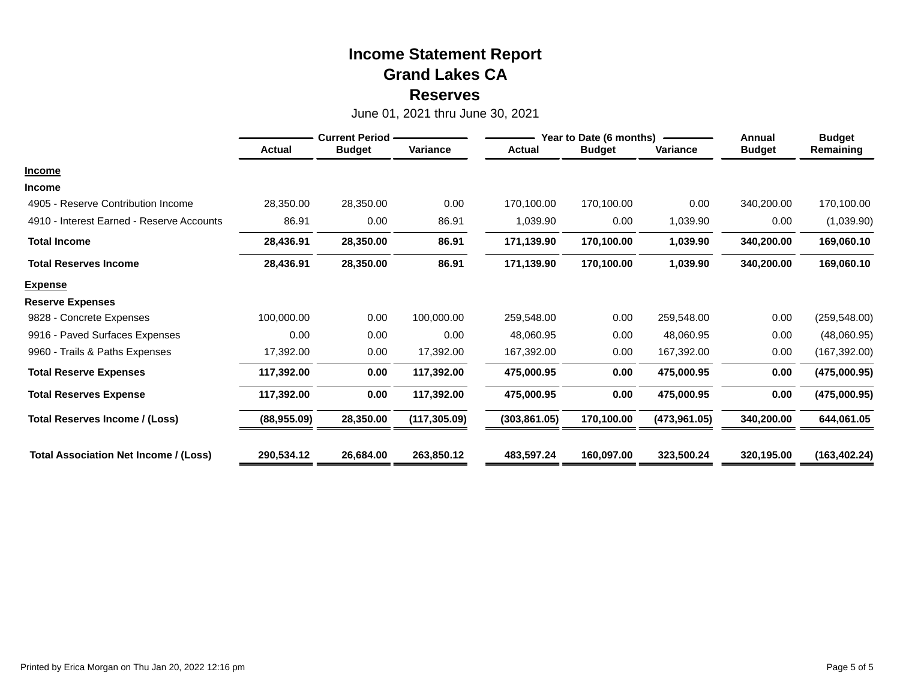# Income Statement Report
## Grand Lakes CA
## Reserves

June 01, 2021 thru June 30, 2021

| | Current Period | | | Year to Date (6 months) | | | Annual | Budget |
|---|---|---|---|---|---|---|---|---|
| | Actual | Budget | Variance | Actual | Budget | Variance | Budget | Remaining |
| **Income** | | | | | | | | |
| **Income** | | | | | | | | |
| 4905 - Reserve Contribution Income | 28,350.00 | 28,350.00 | 0.00 | 170,100.00 | 170,100.00 | 0.00 | 340,200.00 | 170,100.00 |
| 4910 - Interest Earned - Reserve Accounts | 86.91 | 0.00 | 86.91 | 1,039.90 | 0.00 | 1,039.90 | 0.00 | (1,039.90) |
| **Total Income** | **28,436.91** | **28,350.00** | **86.91** | **171,139.90** | **170,100.00** | **1,039.90** | **340,200.00** | **169,060.10** |
| **Total Reserves Income** | **28,436.91** | **28,350.00** | **86.91** | **171,139.90** | **170,100.00** | **1,039.90** | **340,200.00** | **169,060.10** |
| **Expense** | | | | | | | | |
| **Reserve Expenses** | | | | | | | | |
| 9828 - Concrete Expenses | 100,000.00 | 0.00 | 100,000.00 | 259,548.00 | 0.00 | 259,548.00 | 0.00 | (259,548.00) |
| 9916 - Paved Surfaces Expenses | 0.00 | 0.00 | 0.00 | 48,060.95 | 0.00 | 48,060.95 | 0.00 | (48,060.95) |
| 9960 - Trails & Paths Expenses | 17,392.00 | 0.00 | 17,392.00 | 167,392.00 | 0.00 | 167,392.00 | 0.00 | (167,392.00) |
| **Total Reserve Expenses** | **117,392.00** | **0.00** | **117,392.00** | **475,000.95** | **0.00** | **475,000.95** | **0.00** | **(475,000.95)** |
| **Total Reserves Expense** | **117,392.00** | **0.00** | **117,392.00** | **475,000.95** | **0.00** | **475,000.95** | **0.00** | **(475,000.95)** |
| **Total Reserves Income / (Loss)** | **(88,955.09)** | **28,350.00** | **(117,305.09)** | **(303,861.05)** | **170,100.00** | **(473,961.05)** | **340,200.00** | **644,061.05** |
| **Total Association Net Income / (Loss)** | **290,534.12** | **26,684.00** | **263,850.12** | **483,597.24** | **160,097.00** | **323,500.24** | **320,195.00** | **(163,402.24)** |

Printed by Erica Morgan on Thu Jan 20, 2022 12:16 pm